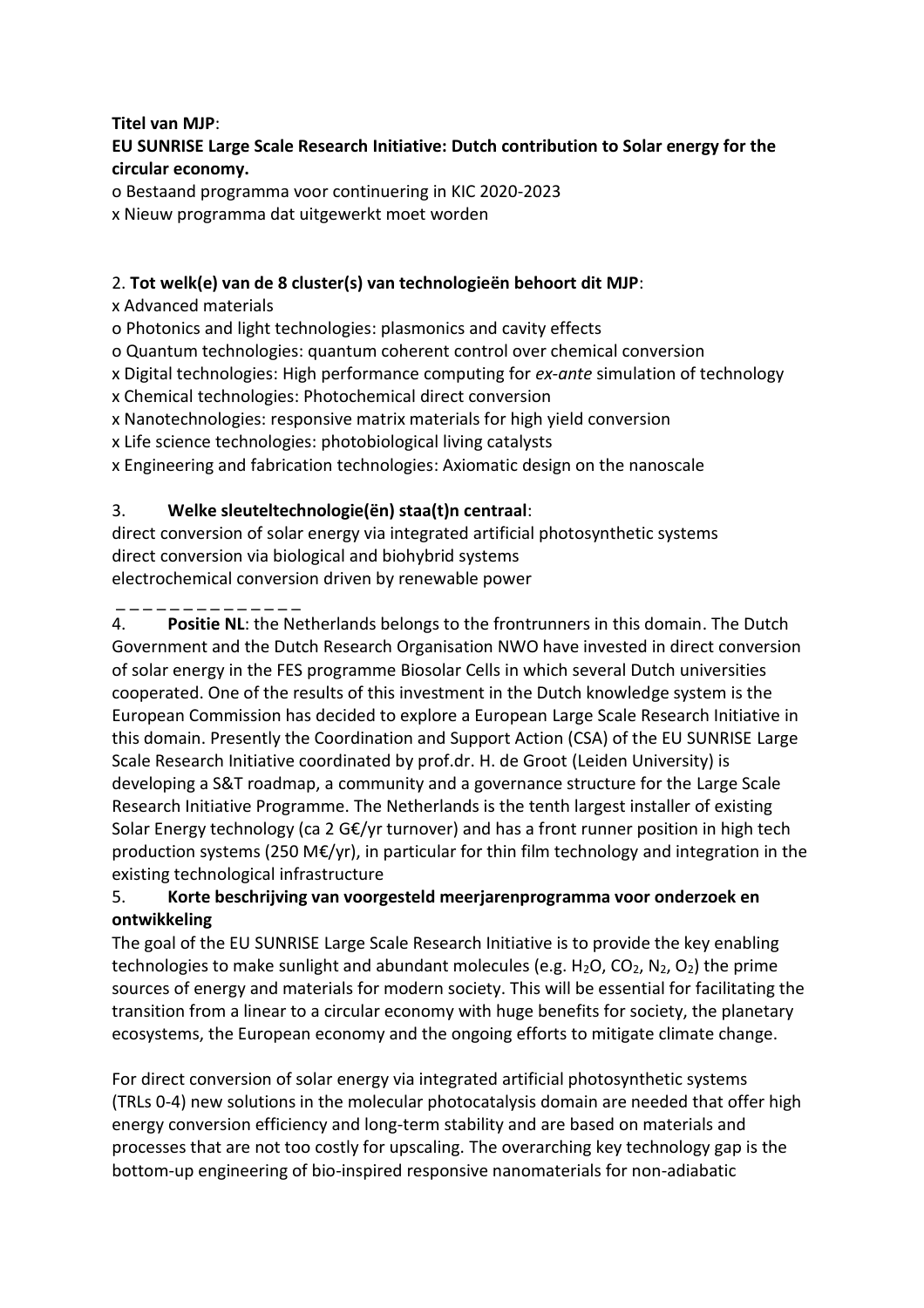**Titel van MJP**:

**EU SUNRISE Large Scale Research Initiative: Dutch contribution to Solar energy for the circular economy.**

o Bestaand programma voor continuering in KIC 2020-2023

x Nieuw programma dat uitgewerkt moet worden

2. **Tot welk(e) van de 8 cluster(s) van technologieën behoort dit MJP**:

x Advanced materials

o Photonics and light technologies: plasmonics and cavity effects

o Quantum technologies: quantum coherent control over chemical conversion

x Digital technologies: High performance computing for *ex-ante* simulation of technology

x Chemical technologies: Photochemical direct conversion

x Nanotechnologies: responsive matrix materials for high yield conversion

x Life science technologies: photobiological living catalysts

x Engineering and fabrication technologies: Axiomatic design on the nanoscale

3. **Welke sleuteltechnologie(ën) staa(t)n centraal**:

direct conversion of solar energy via integrated artificial photosynthetic systems

direct conversion via biological and biohybrid systems

electrochemical conversion driven by renewable power

_ _ _ _ _ _ _ _ _ _ _ _ _ _

4. **Positie NL**: the Netherlands belongs to the frontrunners in this domain. The Dutch Government and the Dutch Research Organisation NWO have invested in direct conversion of solar energy in the FES programme Biosolar Cells in which several Dutch universities cooperated. One of the results of this investment in the Dutch knowledge system is the European Commission has decided to explore a European Large Scale Research Initiative in this domain. Presently the Coordination and Support Action (CSA) of the EU SUNRISE Large Scale Research Initiative coordinated by prof.dr. H. de Groot (Leiden University) is developing a S&T roadmap, a community and a governance structure for the Large Scale Research Initiative Programme. The Netherlands is the tenth largest installer of existing Solar Energy technology (ca 2 G€/yr turnover) and has a front runner position in high tech production systems (250 M€/yr), in particular for thin film technology and integration in the existing technological infrastructure

5. **Korte beschrijving van voorgesteld meerjarenprogramma voor onderzoek en ontwikkeling**

The goal of the EU SUNRISE Large Scale Research Initiative is to provide the key enabling technologies to make sunlight and abundant molecules (e.g. $H_2O$, $CO_2$, $N_2$, $O_2$) the prime sources of energy and materials for modern society. This will be essential for facilitating the transition from a linear to a circular economy with huge benefits for society, the planetary ecosystems, the European economy and the ongoing efforts to mitigate climate change.

For direct conversion of solar energy via integrated artificial photosynthetic systems (TRLs 0-4) new solutions in the molecular photocatalysis domain are needed that offer high energy conversion efficiency and long-term stability and are based on materials and processes that are not too costly for upscaling. The overarching key technology gap is the bottom-up engineering of bio-inspired responsive nanomaterials for non-adiabatic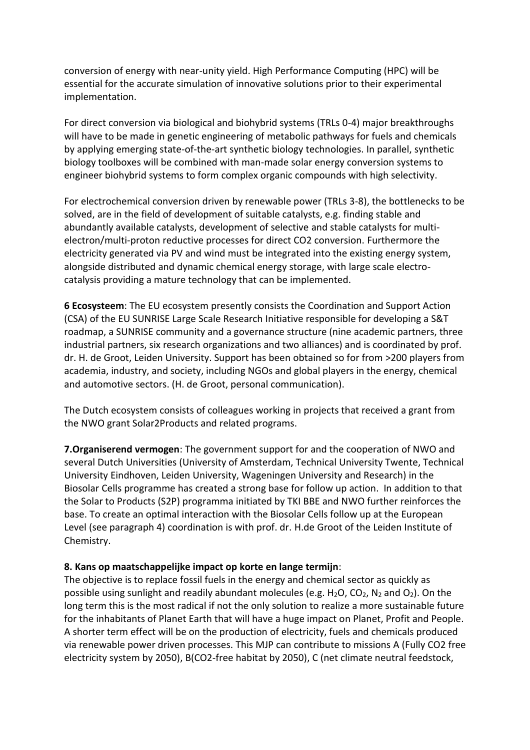conversion of energy with near-unity yield. High Performance Computing (HPC) will be essential for the accurate simulation of innovative solutions prior to their experimental implementation.

For direct conversion via biological and biohybrid systems (TRLs 0-4) major breakthroughs will have to be made in genetic engineering of metabolic pathways for fuels and chemicals by applying emerging state-of-the-art synthetic biology technologies. In parallel, synthetic biology toolboxes will be combined with man-made solar energy conversion systems to engineer biohybrid systems to form complex organic compounds with high selectivity.

For electrochemical conversion driven by renewable power (TRLs 3-8), the bottlenecks to be solved, are in the field of development of suitable catalysts, e.g. finding stable and abundantly available catalysts, development of selective and stable catalysts for multi-electron/multi-proton reductive processes for direct CO2 conversion. Furthermore the electricity generated via PV and wind must be integrated into the existing energy system, alongside distributed and dynamic chemical energy storage, with large scale electro-catalysis providing a mature technology that can be implemented.

**6 Ecosysteem**: The EU ecosystem presently consists the Coordination and Support Action (CSA) of the EU SUNRISE Large Scale Research Initiative responsible for developing a S&T roadmap, a SUNRISE community and a governance structure (nine academic partners, three industrial partners, six research organizations and two alliances) and is coordinated by prof. dr. H. de Groot, Leiden University. Support has been obtained so for from >200 players from academia, industry, and society, including NGOs and global players in the energy, chemical and automotive sectors. (H. de Groot, personal communication).

The Dutch ecosystem consists of colleagues working in projects that received a grant from the NWO grant Solar2Products and related programs.

**7.Organiserend vermogen**: The government support for and the cooperation of NWO and several Dutch Universities (University of Amsterdam, Technical University Twente, Technical University Eindhoven, Leiden University, Wageningen University and Research) in the Biosolar Cells programme has created a strong base for follow up action. In addition to that the Solar to Products (S2P) programma initiated by TKI BBE and NWO further reinforces the base. To create an optimal interaction with the Biosolar Cells follow up at the European Level (see paragraph 4) coordination is with prof. dr. H.de Groot of the Leiden Institute of Chemistry.

**8. Kans op maatschappelijke impact op korte en lange termijn**:

The objective is to replace fossil fuels in the energy and chemical sector as quickly as possible using sunlight and readily abundant molecules (e.g. $H_2O$, $CO_2$, $N_2$ and $O_2$). On the long term this is the most radical if not the only solution to realize a more sustainable future for the inhabitants of Planet Earth that will have a huge impact on Planet, Profit and People. A shorter term effect will be on the production of electricity, fuels and chemicals produced via renewable power driven processes. This MJP can contribute to missions A (Fully CO2 free electricity system by 2050), B(CO2-free habitat by 2050), C (net climate neutral feedstock,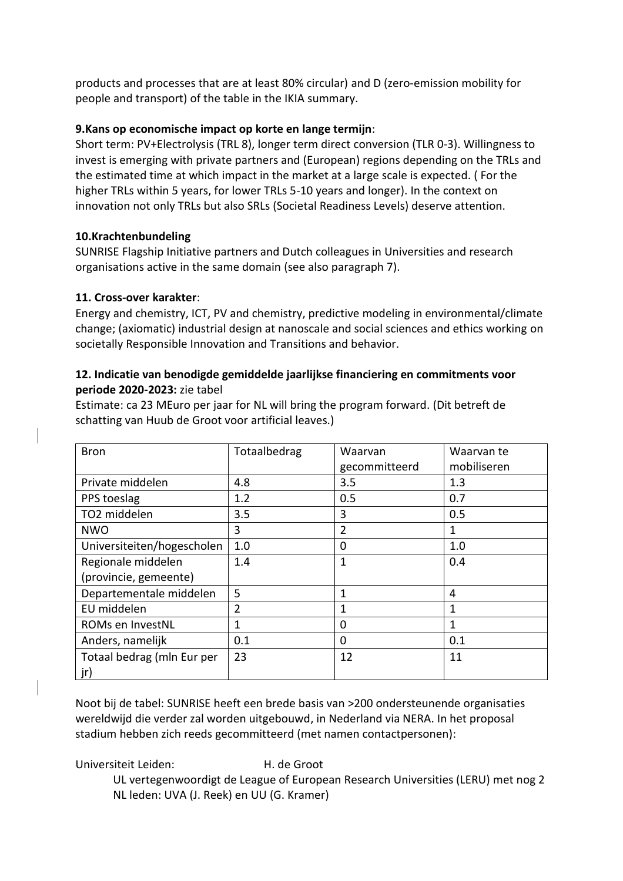products and processes that are at least 80% circular) and D (zero-emission mobility for people and transport) of the table in the IKIA summary.

**9.Kans op economische impact op korte en lange termijn**:
Short term: PV+Electrolysis (TRL 8), longer term direct conversion (TLR 0-3). Willingness to invest is emerging with private partners and (European) regions depending on the TRLs and the estimated time at which impact in the market at a large scale is expected. ( For the higher TRLs within 5 years, for lower TRLs 5-10 years and longer). In the context on innovation not only TRLs but also SRLs (Societal Readiness Levels) deserve attention.

**10.Krachtenbundeling**
SUNRISE Flagship Initiative partners and Dutch colleagues in Universities and research organisations active in the same domain (see also paragraph 7).

**11. Cross-over karakter**:
Energy and chemistry, ICT, PV and chemistry, predictive modeling in environmental/climate change; (axiomatic) industrial design at nanoscale and social sciences and ethics working on societally Responsible Innovation and Transitions and behavior.

**12. Indicatie van benodigde gemiddelde jaarlijkse financiering en commitments voor periode 2020-2023:** zie tabel
Estimate: ca 23 MEuro per jaar for NL will bring the program forward. (Dit betreft de schatting van Huub de Groot voor artificial leaves.)

| Bron | Totaalbedrag | Waarvan gecommitteerd | Waarvan te mobiliseren |
|---|---|---|---|
| Private middelen | 4.8 | 3.5 | 1.3 |
| PPS toeslag | 1.2 | 0.5 | 0.7 |
| TO2 middelen | 3.5 | 3 | 0.5 |
| NWO | 3 | 2 | 1 |
| Universiteiten/hogescholen | 1.0 | 0 | 1.0 |
| Regionale middelen (provincie, gemeente) | 1.4 | 1 | 0.4 |
| Departementale middelen | 5 | 1 | 4 |
| EU middelen | 2 | 1 | 1 |
| ROMs en InvestNL | 1 | 0 | 1 |
| Anders, namelijk | 0.1 | 0 | 0.1 |
| Totaal bedrag (mln Eur per jr) | 23 | 12 | 11 |

Noot bij de tabel: SUNRISE heeft een brede basis van >200 ondersteunende organisaties wereldwijd die verder zal worden uitgebouwd, in Nederland via NERA. In het proposal stadium hebben zich reeds gecommitteerd (met namen contactpersonen):

Universiteit Leiden: H. de Groot

UL vertegenwoordigt de League of European Research Universities (LERU) met nog 2 NL leden: UVA (J. Reek) en UU (G. Kramer)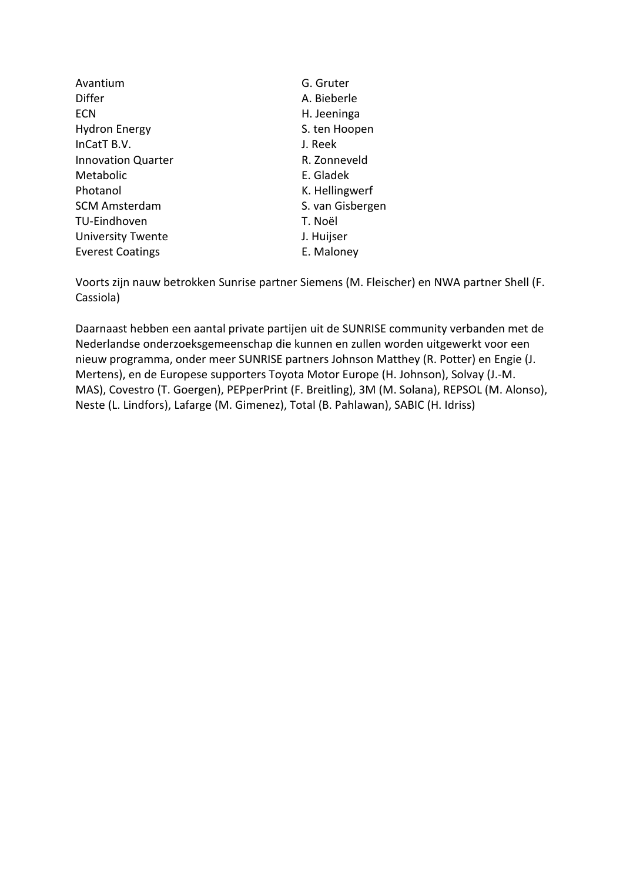| | |
|---|---|
| Avantium | G. Gruter |
| Differ | A. Bieberle |
| ECN | H. Jeeninga |
| Hydron Energy | S. ten Hoopen |
| InCatT B.V. | J. Reek |
| Innovation Quarter | R. Zonneveld |
| Metabolic | E. Gladek |
| Photanol | K. Hellingwerf |
| SCM Amsterdam | S. van Gisbergen |
| TU-Eindhoven | T. Noël |
| University Twente | J. Huijser |
| Everest Coatings | E. Maloney |

Voorts zijn nauw betrokken Sunrise partner Siemens (M. Fleischer) en NWA partner Shell (F. Cassiola)

Daarnaast hebben een aantal private partijen uit de SUNRISE community verbanden met de Nederlandse onderzoeksgemeenschap die kunnen en zullen worden uitgewerkt voor een nieuw programma, onder meer SUNRISE partners Johnson Matthey (R. Potter) en Engie (J. Mertens), en de Europese supporters Toyota Motor Europe (H. Johnson), Solvay (J.-M. MAS), Covestro (T. Goergen), PEPperPrint (F. Breitling), 3M (M. Solana), REPSOL (M. Alonso), Neste (L. Lindfors), Lafarge (M. Gimenez), Total (B. Pahlawan), SABIC (H. Idriss)